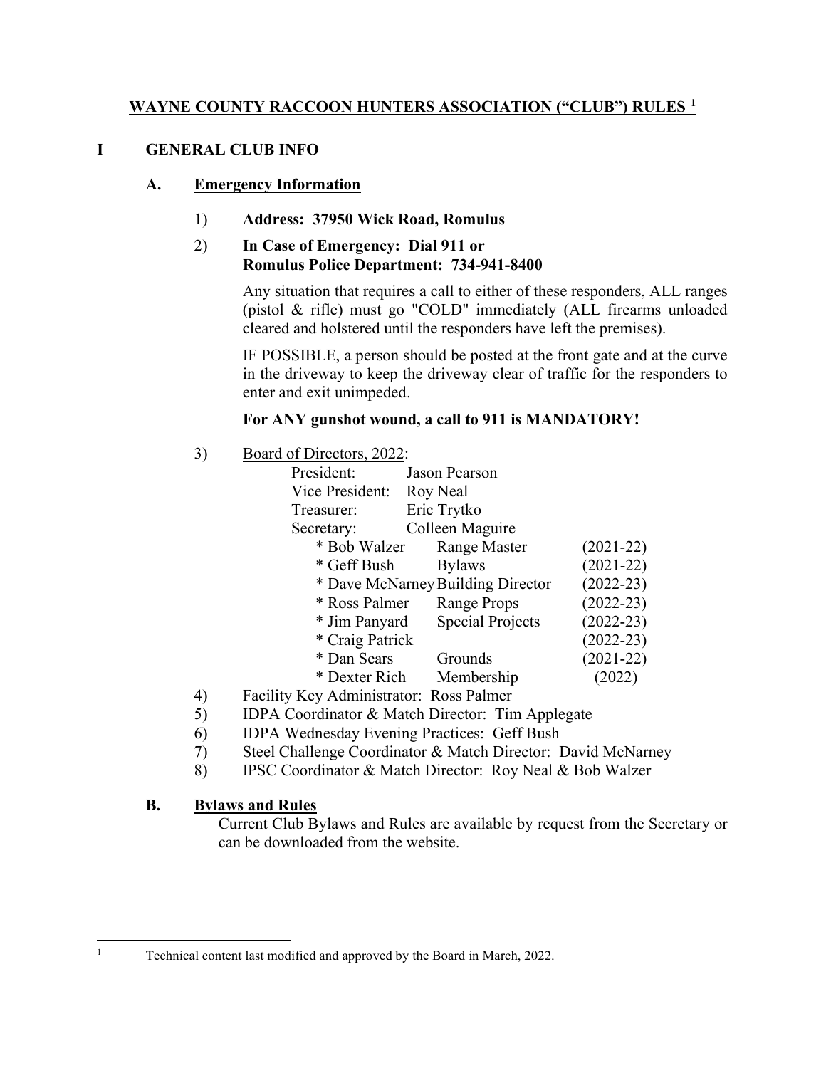# WAYNE COUNTY RACCOON HUNTERS ASSOCIATION ("CLUB") RULES [1]

## I GENERAL CLUB INFO

### A. Emergency Information

1) **Address: 37950 Wick Road, Romulus**

2) **In Case of Emergency: Dial 911 or**
   **Romulus Police Department: 734-941-8400**

   Any situation that requires a call to either of these responders, ALL ranges (pistol & rifle) must go "COLD" immediately (ALL firearms unloaded cleared and holstered until the responders have left the premises).

   IF POSSIBLE, a person should be posted at the front gate and at the curve in the driveway to keep the driveway clear of traffic for the responders to enter and exit unimpeded.

   **For ANY gunshot wound, a call to 911 is MANDATORY!**

3) Board of Directors, 2022:

| | | |
|---|---|---|
| President: | Jason Pearson | |
| Vice President: | Roy Neal | |
| Treasurer: | Eric Trytko | |
| Secretary: | Colleen Maguire | |
| * Bob Walzer | Range Master | (2021-22) |
| * Geff Bush | Bylaws | (2021-22) |
| * Dave McNarney | Building Director | (2022-23) |
| * Ross Palmer | Range Props | (2022-23) |
| * Jim Panyard | Special Projects | (2022-23) |
| * Craig Patrick | | (2022-23) |
| * Dan Sears | Grounds | (2021-22) |
| * Dexter Rich | Membership | (2022) |

4) Facility Key Administrator: Ross Palmer
5) IDPA Coordinator & Match Director: Tim Applegate
6) IDPA Wednesday Evening Practices: Geff Bush
7) Steel Challenge Coordinator & Match Director: David McNarney
8) IPSC Coordinator & Match Director: Roy Neal & Bob Walzer

### B. Bylaws and Rules

Current Club Bylaws and Rules are available by request from the Secretary or can be downloaded from the website.

---

[1] Technical content last modified and approved by the Board in March, 2022.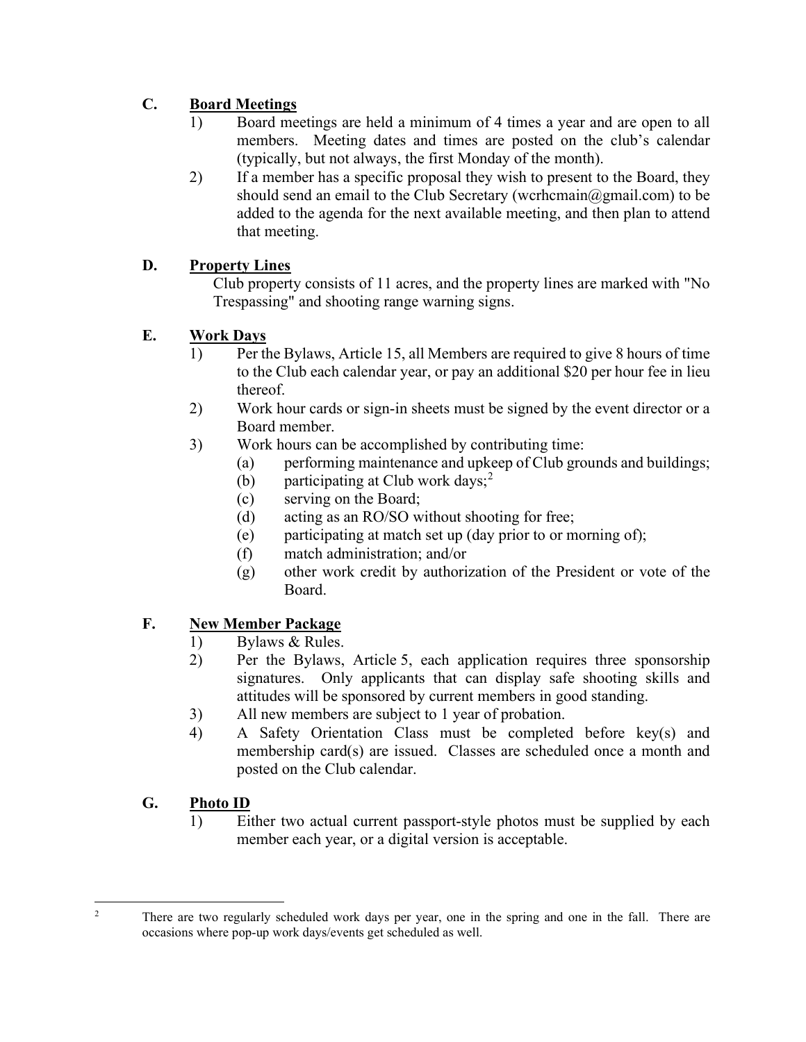## C. Board Meetings

1) Board meetings are held a minimum of 4 times a year and are open to all members. Meeting dates and times are posted on the club's calendar (typically, but not always, the first Monday of the month).

2) If a member has a specific proposal they wish to present to the Board, they should send an email to the Club Secretary (wcrhcmain@gmail.com) to be added to the agenda for the next available meeting, and then plan to attend that meeting.

## D. Property Lines

Club property consists of 11 acres, and the property lines are marked with "No Trespassing" and shooting range warning signs.

## E. Work Days

1) Per the Bylaws, Article 15, all Members are required to give 8 hours of time to the Club each calendar year, or pay an additional $20 per hour fee in lieu thereof.

2) Work hour cards or sign-in sheets must be signed by the event director or a Board member.

3) Work hours can be accomplished by contributing time:
   - (a) performing maintenance and upkeep of Club grounds and buildings;
   - (b) participating at Club work days;[2]
   - (c) serving on the Board;
   - (d) acting as an RO/SO without shooting for free;
   - (e) participating at match set up (day prior to or morning of);
   - (f) match administration; and/or
   - (g) other work credit by authorization of the President or vote of the Board.

## F. New Member Package

1) Bylaws & Rules.

2) Per the Bylaws, Article 5, each application requires three sponsorship signatures. Only applicants that can display safe shooting skills and attitudes will be sponsored by current members in good standing.

3) All new members are subject to 1 year of probation.

4) A Safety Orientation Class must be completed before key(s) and membership card(s) are issued. Classes are scheduled once a month and posted on the Club calendar.

## G. Photo ID

1) Either two actual current passport-style photos must be supplied by each member each year, or a digital version is acceptable.

---

[2] There are two regularly scheduled work days per year, one in the spring and one in the fall. There are occasions where pop-up work days/events get scheduled as well.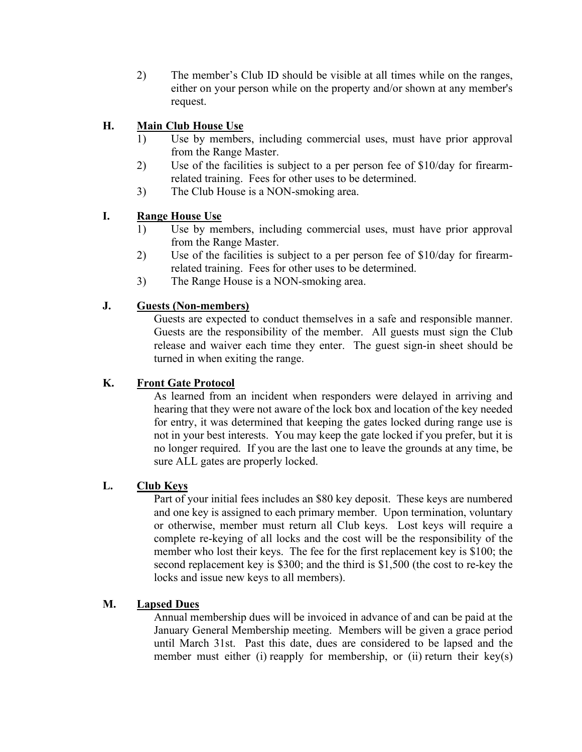2) The member's Club ID should be visible at all times while on the ranges, either on your person while on the property and/or shown at any member's request.

### H. Main Club House Use

1) Use by members, including commercial uses, must have prior approval from the Range Master.
2) Use of the facilities is subject to a per person fee of $10/day for firearm-related training. Fees for other uses to be determined.
3) The Club House is a NON-smoking area.

### I. Range House Use

1) Use by members, including commercial uses, must have prior approval from the Range Master.
2) Use of the facilities is subject to a per person fee of $10/day for firearm-related training. Fees for other uses to be determined.
3) The Range House is a NON-smoking area.

### J. Guests (Non-members)

Guests are expected to conduct themselves in a safe and responsible manner. Guests are the responsibility of the member. All guests must sign the Club release and waiver each time they enter. The guest sign-in sheet should be turned in when exiting the range.

### K. Front Gate Protocol

As learned from an incident when responders were delayed in arriving and hearing that they were not aware of the lock box and location of the key needed for entry, it was determined that keeping the gates locked during range use is not in your best interests. You may keep the gate locked if you prefer, but it is no longer required. If you are the last one to leave the grounds at any time, be sure ALL gates are properly locked.

### L. Club Keys

Part of your initial fees includes an $80 key deposit. These keys are numbered and one key is assigned to each primary member. Upon termination, voluntary or otherwise, member must return all Club keys. Lost keys will require a complete re-keying of all locks and the cost will be the responsibility of the member who lost their keys. The fee for the first replacement key is $100; the second replacement key is $300; and the third is $1,500 (the cost to re-key the locks and issue new keys to all members).

### M. Lapsed Dues

Annual membership dues will be invoiced in advance of and can be paid at the January General Membership meeting. Members will be given a grace period until March 31st. Past this date, dues are considered to be lapsed and the member must either (i) reapply for membership, or (ii) return their key(s)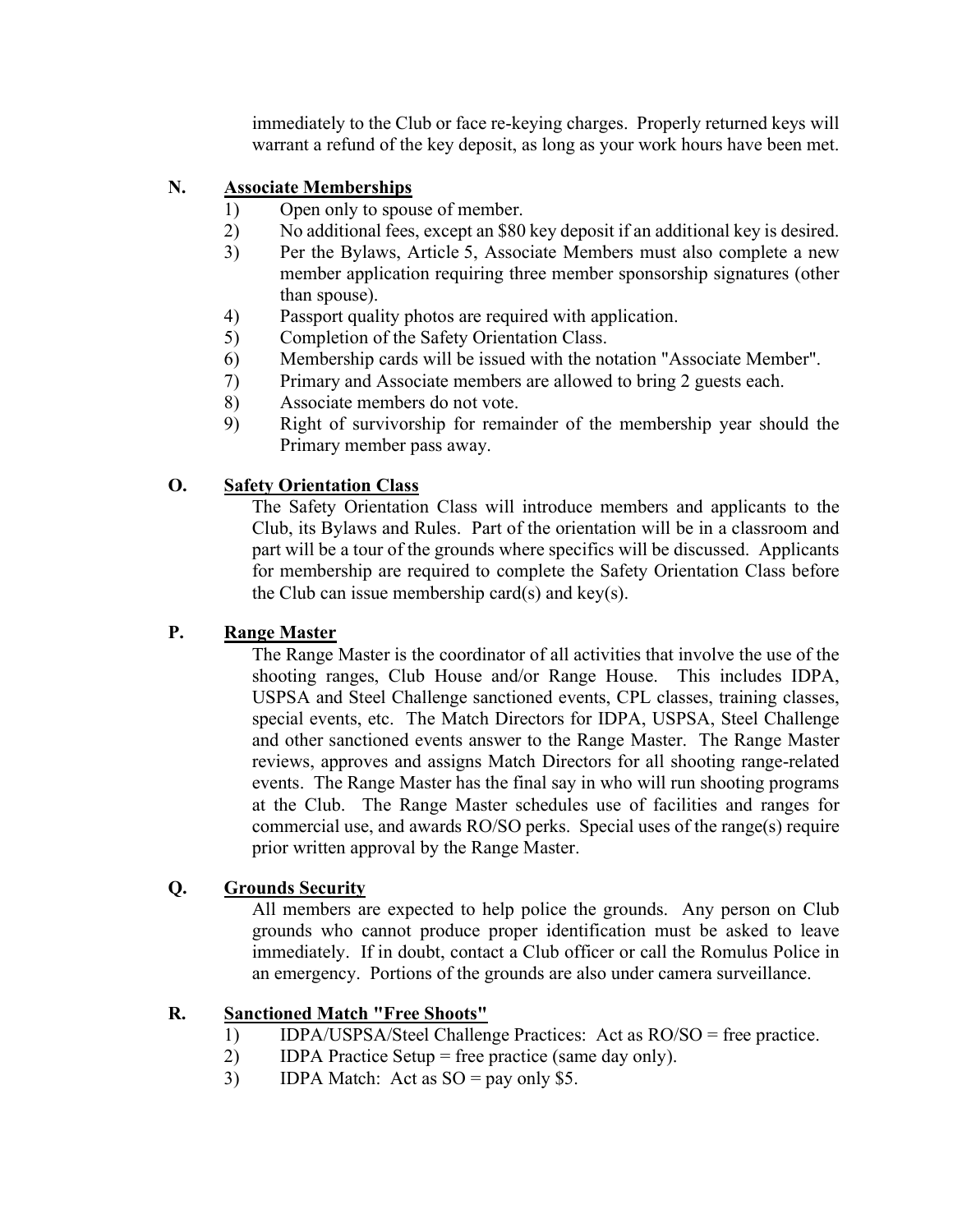immediately to the Club or face re-keying charges. Properly returned keys will warrant a refund of the key deposit, as long as your work hours have been met.

### N. Associate Memberships

1) Open only to spouse of member.
2) No additional fees, except an $80 key deposit if an additional key is desired.
3) Per the Bylaws, Article 5, Associate Members must also complete a new member application requiring three member sponsorship signatures (other than spouse).
4) Passport quality photos are required with application.
5) Completion of the Safety Orientation Class.
6) Membership cards will be issued with the notation "Associate Member".
7) Primary and Associate members are allowed to bring 2 guests each.
8) Associate members do not vote.
9) Right of survivorship for remainder of the membership year should the Primary member pass away.

### O. Safety Orientation Class

The Safety Orientation Class will introduce members and applicants to the Club, its Bylaws and Rules. Part of the orientation will be in a classroom and part will be a tour of the grounds where specifics will be discussed. Applicants for membership are required to complete the Safety Orientation Class before the Club can issue membership card(s) and key(s).

### P. Range Master

The Range Master is the coordinator of all activities that involve the use of the shooting ranges, Club House and/or Range House. This includes IDPA, USPSA and Steel Challenge sanctioned events, CPL classes, training classes, special events, etc. The Match Directors for IDPA, USPSA, Steel Challenge and other sanctioned events answer to the Range Master. The Range Master reviews, approves and assigns Match Directors for all shooting range-related events. The Range Master has the final say in who will run shooting programs at the Club. The Range Master schedules use of facilities and ranges for commercial use, and awards RO/SO perks. Special uses of the range(s) require prior written approval by the Range Master.

### Q. Grounds Security

All members are expected to help police the grounds. Any person on Club grounds who cannot produce proper identification must be asked to leave immediately. If in doubt, contact a Club officer or call the Romulus Police in an emergency. Portions of the grounds are also under camera surveillance.

### R. Sanctioned Match "Free Shoots"

1) IDPA/USPSA/Steel Challenge Practices: Act as RO/SO = free practice.
2) IDPA Practice Setup = free practice (same day only).
3) IDPA Match: Act as SO = pay only $5.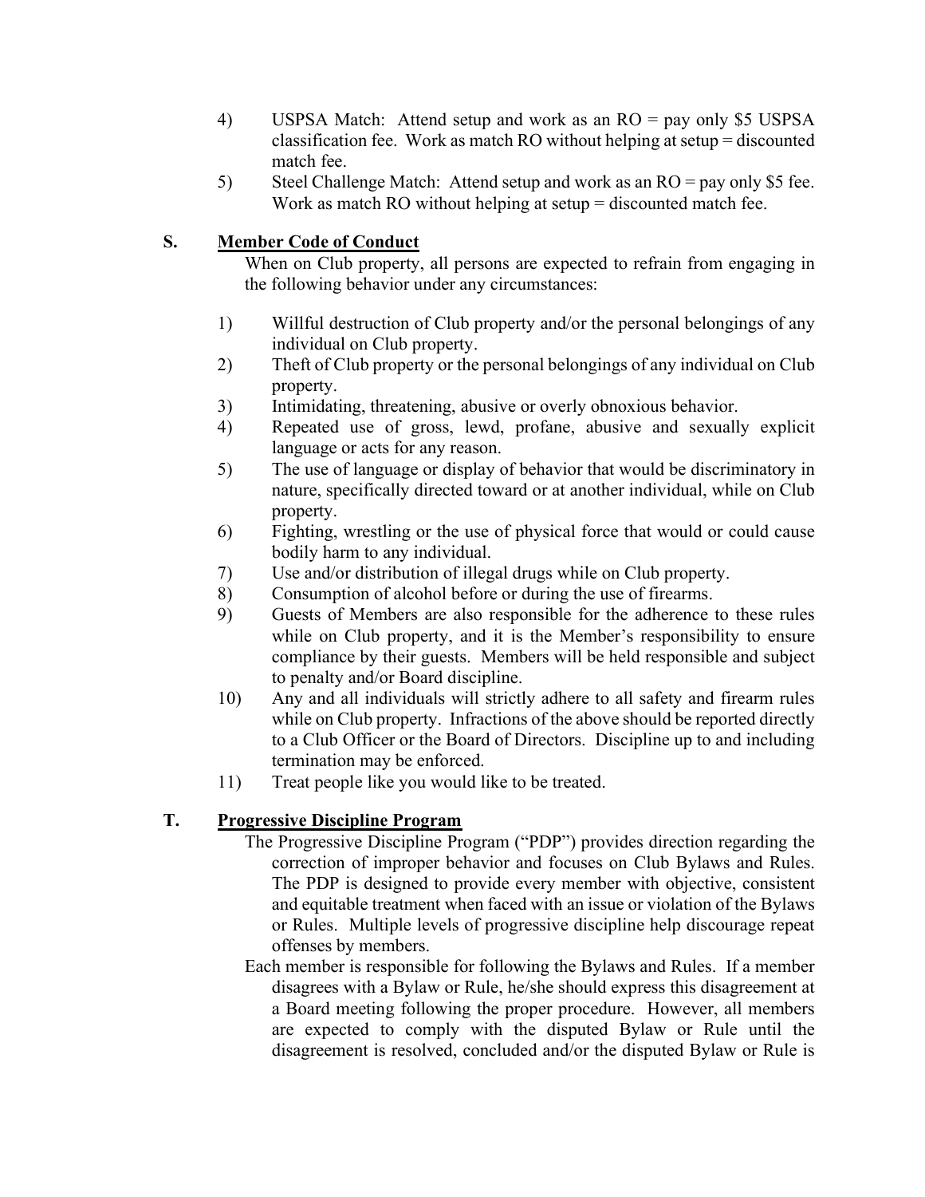4) USPSA Match: Attend setup and work as an RO = pay only $5 USPSA classification fee. Work as match RO without helping at setup = discounted match fee.

5) Steel Challenge Match: Attend setup and work as an RO = pay only $5 fee. Work as match RO without helping at setup = discounted match fee.

### S. Member Code of Conduct

When on Club property, all persons are expected to refrain from engaging in the following behavior under any circumstances:

1) Willful destruction of Club property and/or the personal belongings of any individual on Club property.
2) Theft of Club property or the personal belongings of any individual on Club property.
3) Intimidating, threatening, abusive or overly obnoxious behavior.
4) Repeated use of gross, lewd, profane, abusive and sexually explicit language or acts for any reason.
5) The use of language or display of behavior that would be discriminatory in nature, specifically directed toward or at another individual, while on Club property.
6) Fighting, wrestling or the use of physical force that would or could cause bodily harm to any individual.
7) Use and/or distribution of illegal drugs while on Club property.
8) Consumption of alcohol before or during the use of firearms.
9) Guests of Members are also responsible for the adherence to these rules while on Club property, and it is the Member's responsibility to ensure compliance by their guests. Members will be held responsible and subject to penalty and/or Board discipline.
10) Any and all individuals will strictly adhere to all safety and firearm rules while on Club property. Infractions of the above should be reported directly to a Club Officer or the Board of Directors. Discipline up to and including termination may be enforced.
11) Treat people like you would like to be treated.

### T. Progressive Discipline Program

The Progressive Discipline Program ("PDP") provides direction regarding the correction of improper behavior and focuses on Club Bylaws and Rules. The PDP is designed to provide every member with objective, consistent and equitable treatment when faced with an issue or violation of the Bylaws or Rules. Multiple levels of progressive discipline help discourage repeat offenses by members.

Each member is responsible for following the Bylaws and Rules. If a member disagrees with a Bylaw or Rule, he/she should express this disagreement at a Board meeting following the proper procedure. However, all members are expected to comply with the disputed Bylaw or Rule until the disagreement is resolved, concluded and/or the disputed Bylaw or Rule is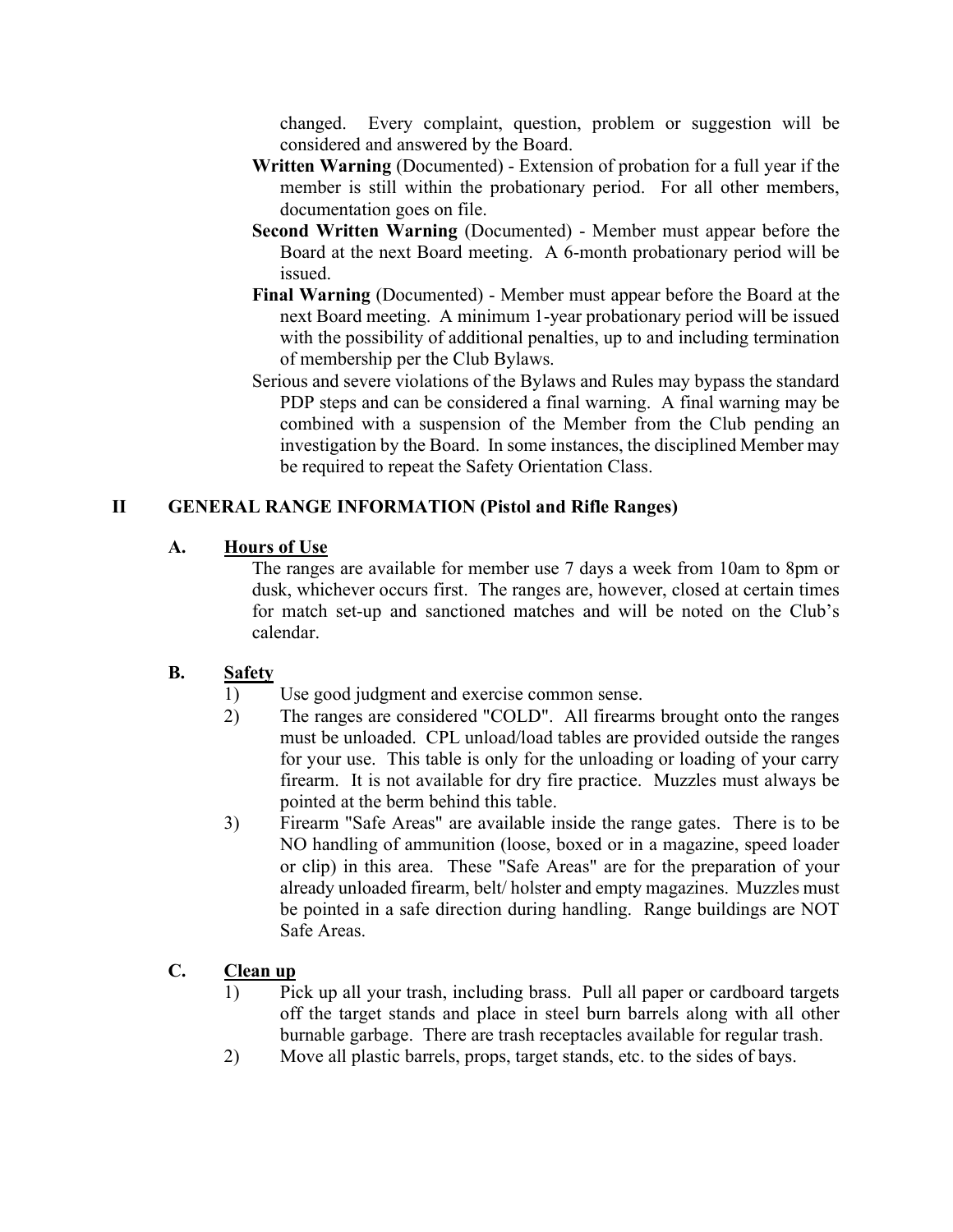changed. Every complaint, question, problem or suggestion will be considered and answered by the Board.

**Written Warning** (Documented) - Extension of probation for a full year if the member is still within the probationary period. For all other members, documentation goes on file.

**Second Written Warning** (Documented) - Member must appear before the Board at the next Board meeting. A 6-month probationary period will be issued.

**Final Warning** (Documented) - Member must appear before the Board at the next Board meeting. A minimum 1-year probationary period will be issued with the possibility of additional penalties, up to and including termination of membership per the Club Bylaws.

Serious and severe violations of the Bylaws and Rules may bypass the standard PDP steps and can be considered a final warning. A final warning may be combined with a suspension of the Member from the Club pending an investigation by the Board. In some instances, the disciplined Member may be required to repeat the Safety Orientation Class.

## II GENERAL RANGE INFORMATION (Pistol and Rifle Ranges)

### A. Hours of Use

The ranges are available for member use 7 days a week from 10am to 8pm or dusk, whichever occurs first. The ranges are, however, closed at certain times for match set-up and sanctioned matches and will be noted on the Club's calendar.

### B. Safety

1) Use good judgment and exercise common sense.
2) The ranges are considered "COLD". All firearms brought onto the ranges must be unloaded. CPL unload/load tables are provided outside the ranges for your use. This table is only for the unloading or loading of your carry firearm. It is not available for dry fire practice. Muzzles must always be pointed at the berm behind this table.
3) Firearm "Safe Areas" are available inside the range gates. There is to be NO handling of ammunition (loose, boxed or in a magazine, speed loader or clip) in this area. These "Safe Areas" are for the preparation of your already unloaded firearm, belt/ holster and empty magazines. Muzzles must be pointed in a safe direction during handling. Range buildings are NOT Safe Areas.

### C. Clean up

1) Pick up all your trash, including brass. Pull all paper or cardboard targets off the target stands and place in steel burn barrels along with all other burnable garbage. There are trash receptacles available for regular trash.
2) Move all plastic barrels, props, target stands, etc. to the sides of bays.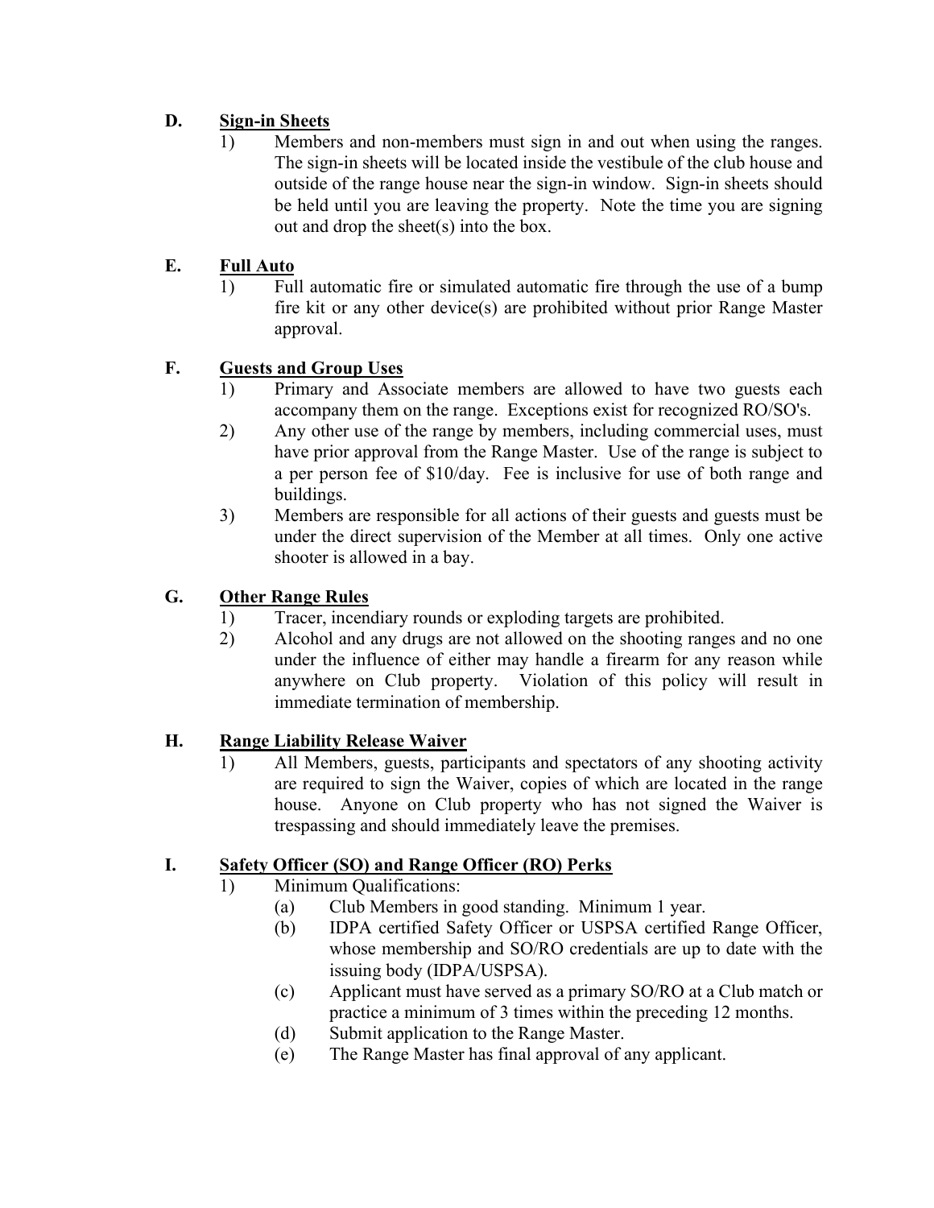### D. Sign-in Sheets

1) Members and non-members must sign in and out when using the ranges. The sign-in sheets will be located inside the vestibule of the club house and outside of the range house near the sign-in window. Sign-in sheets should be held until you are leaving the property. Note the time you are signing out and drop the sheet(s) into the box.

### E. Full Auto

1) Full automatic fire or simulated automatic fire through the use of a bump fire kit or any other device(s) are prohibited without prior Range Master approval.

### F. Guests and Group Uses

1) Primary and Associate members are allowed to have two guests each accompany them on the range. Exceptions exist for recognized RO/SO's.
2) Any other use of the range by members, including commercial uses, must have prior approval from the Range Master. Use of the range is subject to a per person fee of $10/day. Fee is inclusive for use of both range and buildings.
3) Members are responsible for all actions of their guests and guests must be under the direct supervision of the Member at all times. Only one active shooter is allowed in a bay.

### G. Other Range Rules

1) Tracer, incendiary rounds or exploding targets are prohibited.
2) Alcohol and any drugs are not allowed on the shooting ranges and no one under the influence of either may handle a firearm for any reason while anywhere on Club property. Violation of this policy will result in immediate termination of membership.

### H. Range Liability Release Waiver

1) All Members, guests, participants and spectators of any shooting activity are required to sign the Waiver, copies of which are located in the range house. Anyone on Club property who has not signed the Waiver is trespassing and should immediately leave the premises.

### I. Safety Officer (SO) and Range Officer (RO) Perks

1) Minimum Qualifications:
   (a) Club Members in good standing. Minimum 1 year.
   (b) IDPA certified Safety Officer or USPSA certified Range Officer, whose membership and SO/RO credentials are up to date with the issuing body (IDPA/USPSA).
   (c) Applicant must have served as a primary SO/RO at a Club match or practice a minimum of 3 times within the preceding 12 months.
   (d) Submit application to the Range Master.
   (e) The Range Master has final approval of any applicant.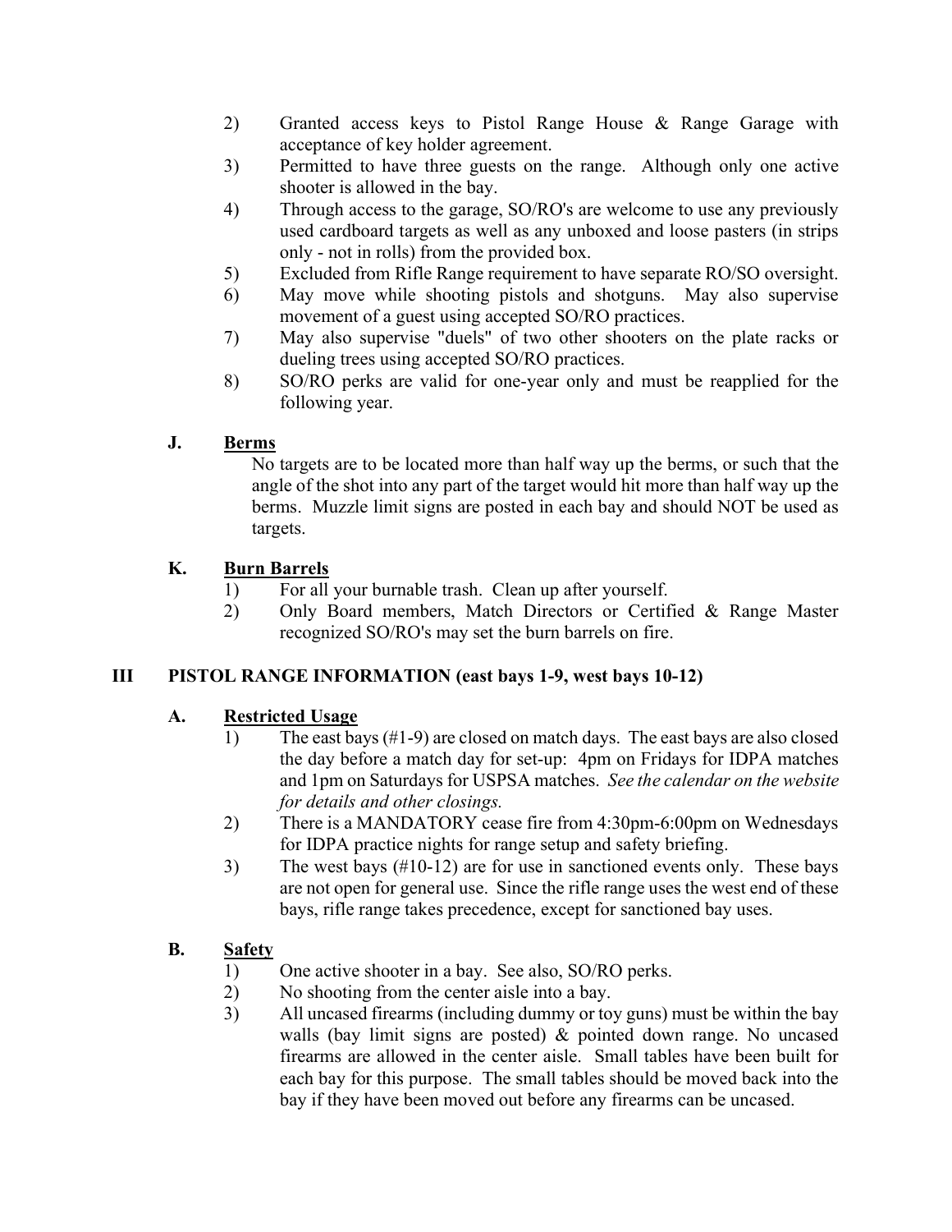2) Granted access keys to Pistol Range House & Range Garage with acceptance of key holder agreement.
3) Permitted to have three guests on the range. Although only one active shooter is allowed in the bay.
4) Through access to the garage, SO/RO's are welcome to use any previously used cardboard targets as well as any unboxed and loose pasters (in strips only - not in rolls) from the provided box.
5) Excluded from Rifle Range requirement to have separate RO/SO oversight.
6) May move while shooting pistols and shotguns. May also supervise movement of a guest using accepted SO/RO practices.
7) May also supervise "duels" of two other shooters on the plate racks or dueling trees using accepted SO/RO practices.
8) SO/RO perks are valid for one-year only and must be reapplied for the following year.

### J. Berms

No targets are to be located more than half way up the berms, or such that the angle of the shot into any part of the target would hit more than half way up the berms. Muzzle limit signs are posted in each bay and should NOT be used as targets.

### K. Burn Barrels

1) For all your burnable trash. Clean up after yourself.
2) Only Board members, Match Directors or Certified & Range Master recognized SO/RO's may set the burn barrels on fire.

## III PISTOL RANGE INFORMATION (east bays 1-9, west bays 10-12)

### A. Restricted Usage

1) The east bays (#1-9) are closed on match days. The east bays are also closed the day before a match day for set-up: 4pm on Fridays for IDPA matches and 1pm on Saturdays for USPSA matches. *See the calendar on the website for details and other closings.*
2) There is a MANDATORY cease fire from 4:30pm-6:00pm on Wednesdays for IDPA practice nights for range setup and safety briefing.
3) The west bays (#10-12) are for use in sanctioned events only. These bays are not open for general use. Since the rifle range uses the west end of these bays, rifle range takes precedence, except for sanctioned bay uses.

### B. Safety

1) One active shooter in a bay. See also, SO/RO perks.
2) No shooting from the center aisle into a bay.
3) All uncased firearms (including dummy or toy guns) must be within the bay walls (bay limit signs are posted) & pointed down range. No uncased firearms are allowed in the center aisle. Small tables have been built for each bay for this purpose. The small tables should be moved back into the bay if they have been moved out before any firearms can be uncased.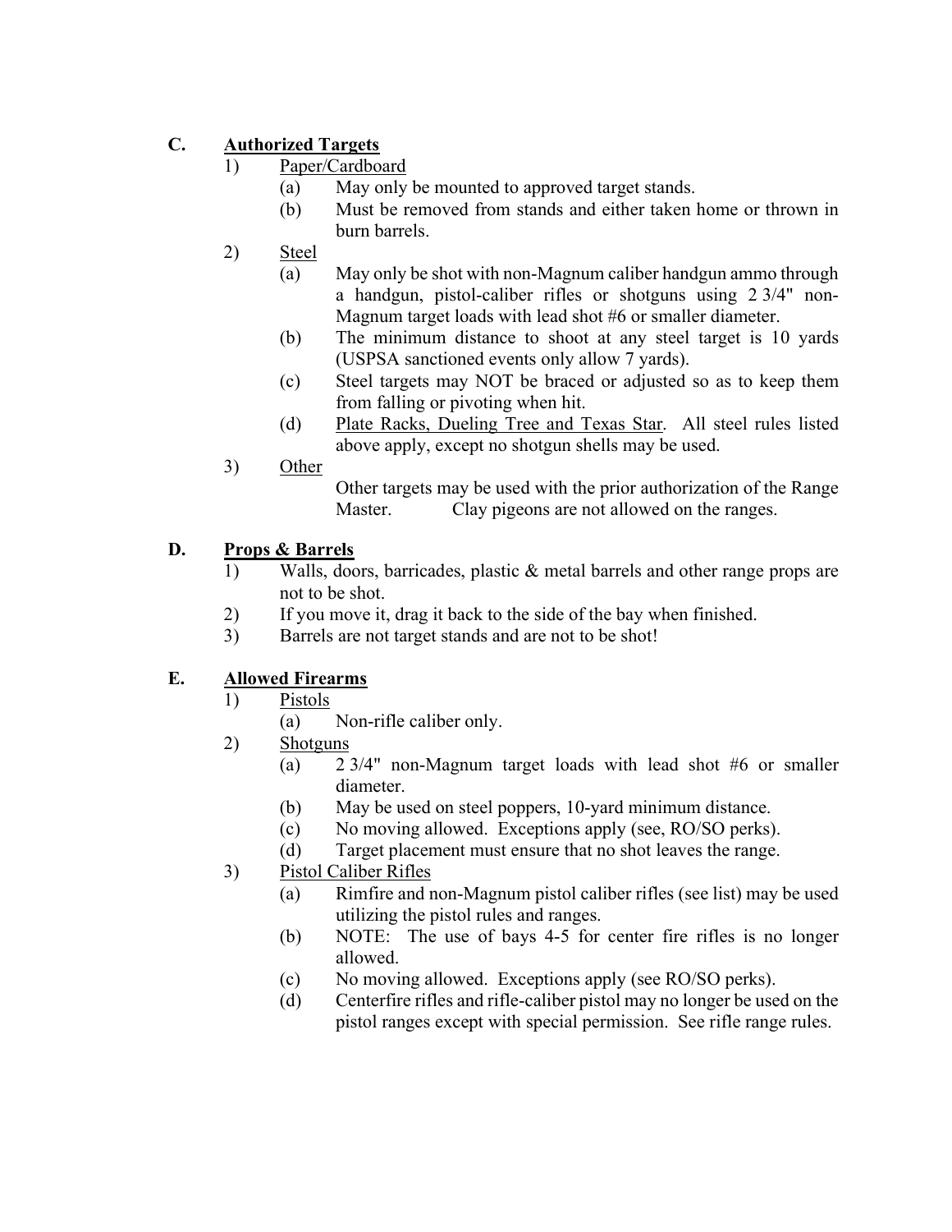## C. Authorized Targets

1) Paper/Cardboard
   - (a) May only be mounted to approved target stands.
   - (b) Must be removed from stands and either taken home or thrown in burn barrels.
2) Steel
   - (a) May only be shot with non-Magnum caliber handgun ammo through a handgun, pistol-caliber rifles or shotguns using 2 3/4" non-Magnum target loads with lead shot #6 or smaller diameter.
   - (b) The minimum distance to shoot at any steel target is 10 yards (USPSA sanctioned events only allow 7 yards).
   - (c) Steel targets may NOT be braced or adjusted so as to keep them from falling or pivoting when hit.
   - (d) Plate Racks, Dueling Tree and Texas Star. All steel rules listed above apply, except no shotgun shells may be used.
3) Other

   Other targets may be used with the prior authorization of the Range Master. Clay pigeons are not allowed on the ranges.

## D. Props & Barrels

1) Walls, doors, barricades, plastic & metal barrels and other range props are not to be shot.
2) If you move it, drag it back to the side of the bay when finished.
3) Barrels are not target stands and are not to be shot!

## E. Allowed Firearms

1) Pistols
   - (a) Non-rifle caliber only.
2) Shotguns
   - (a) 2 3/4" non-Magnum target loads with lead shot #6 or smaller diameter.
   - (b) May be used on steel poppers, 10-yard minimum distance.
   - (c) No moving allowed. Exceptions apply (see, RO/SO perks).
   - (d) Target placement must ensure that no shot leaves the range.
3) Pistol Caliber Rifles
   - (a) Rimfire and non-Magnum pistol caliber rifles (see list) may be used utilizing the pistol rules and ranges.
   - (b) NOTE: The use of bays 4-5 for center fire rifles is no longer allowed.
   - (c) No moving allowed. Exceptions apply (see RO/SO perks).
   - (d) Centerfire rifles and rifle-caliber pistol may no longer be used on the pistol ranges except with special permission. See rifle range rules.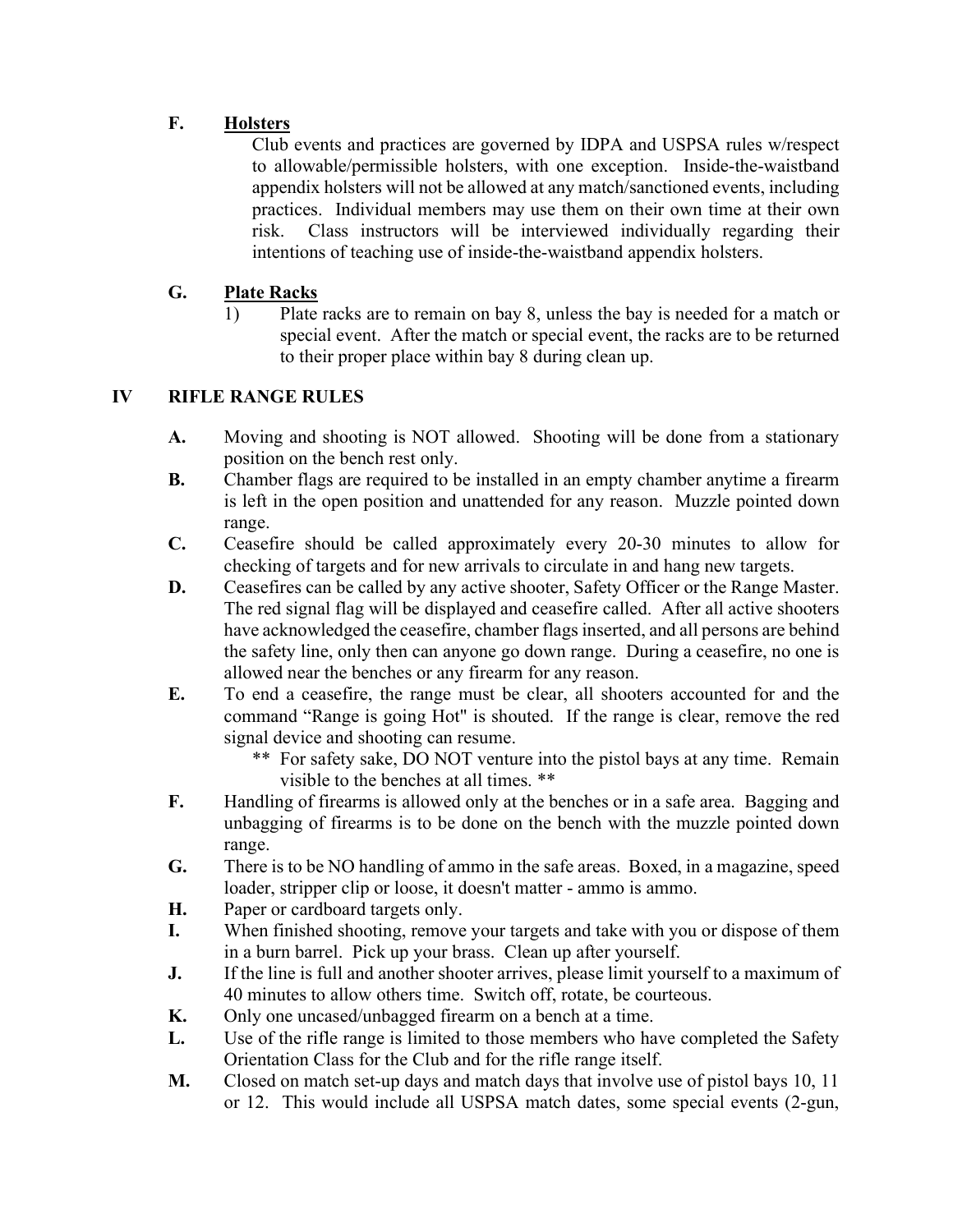### F. Holsters

Club events and practices are governed by IDPA and USPSA rules w/respect to allowable/permissible holsters, with one exception. Inside-the-waistband appendix holsters will not be allowed at any match/sanctioned events, including practices. Individual members may use them on their own time at their own risk. Class instructors will be interviewed individually regarding their intentions of teaching use of inside-the-waistband appendix holsters.

### G. Plate Racks

1) Plate racks are to remain on bay 8, unless the bay is needed for a match or special event. After the match or special event, the racks are to be returned to their proper place within bay 8 during clean up.

## IV RIFLE RANGE RULES

**A.** Moving and shooting is NOT allowed. Shooting will be done from a stationary position on the bench rest only.

**B.** Chamber flags are required to be installed in an empty chamber anytime a firearm is left in the open position and unattended for any reason. Muzzle pointed down range.

**C.** Ceasefire should be called approximately every 20-30 minutes to allow for checking of targets and for new arrivals to circulate in and hang new targets.

**D.** Ceasefires can be called by any active shooter, Safety Officer or the Range Master. The red signal flag will be displayed and ceasefire called. After all active shooters have acknowledged the ceasefire, chamber flags inserted, and all persons are behind the safety line, only then can anyone go down range. During a ceasefire, no one is allowed near the benches or any firearm for any reason.

**E.** To end a ceasefire, the range must be clear, all shooters accounted for and the command "Range is going Hot" is shouted. If the range is clear, remove the red signal device and shooting can resume.

** For safety sake, DO NOT venture into the pistol bays at any time. Remain visible to the benches at all times. **

**F.** Handling of firearms is allowed only at the benches or in a safe area. Bagging and unbagging of firearms is to be done on the bench with the muzzle pointed down range.

**G.** There is to be NO handling of ammo in the safe areas. Boxed, in a magazine, speed loader, stripper clip or loose, it doesn't matter - ammo is ammo.

**H.** Paper or cardboard targets only.

**I.** When finished shooting, remove your targets and take with you or dispose of them in a burn barrel. Pick up your brass. Clean up after yourself.

**J.** If the line is full and another shooter arrives, please limit yourself to a maximum of 40 minutes to allow others time. Switch off, rotate, be courteous.

**K.** Only one uncased/unbagged firearm on a bench at a time.

**L.** Use of the rifle range is limited to those members who have completed the Safety Orientation Class for the Club and for the rifle range itself.

**M.** Closed on match set-up days and match days that involve use of pistol bays 10, 11 or 12. This would include all USPSA match dates, some special events (2-gun,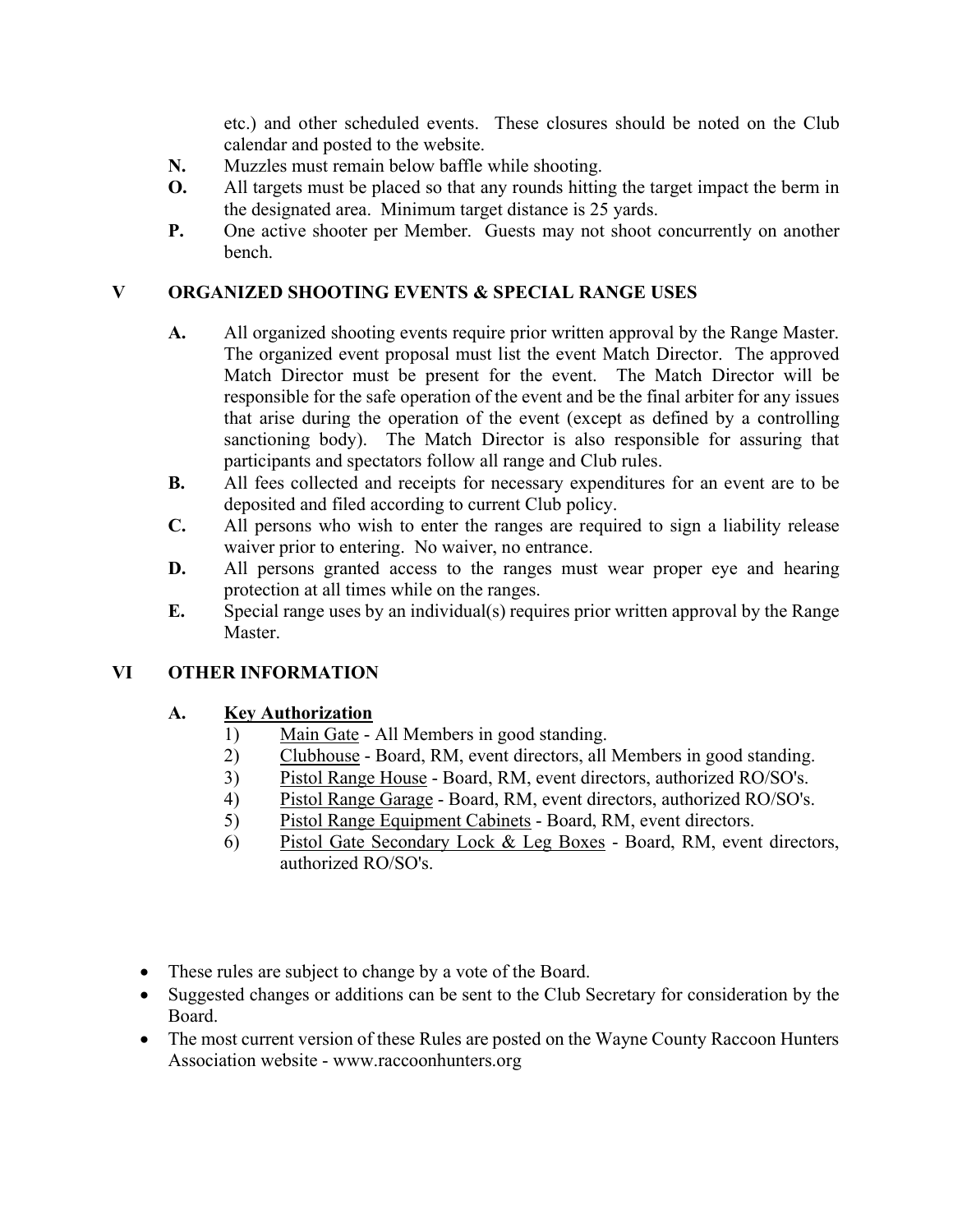etc.) and other scheduled events. These closures should be noted on the Club calendar and posted to the website.

**N.** Muzzles must remain below baffle while shooting.

**O.** All targets must be placed so that any rounds hitting the target impact the berm in the designated area. Minimum target distance is 25 yards.

**P.** One active shooter per Member. Guests may not shoot concurrently on another bench.

## V ORGANIZED SHOOTING EVENTS & SPECIAL RANGE USES

**A.** All organized shooting events require prior written approval by the Range Master. The organized event proposal must list the event Match Director. The approved Match Director must be present for the event. The Match Director will be responsible for the safe operation of the event and be the final arbiter for any issues that arise during the operation of the event (except as defined by a controlling sanctioning body). The Match Director is also responsible for assuring that participants and spectators follow all range and Club rules.

**B.** All fees collected and receipts for necessary expenditures for an event are to be deposited and filed according to current Club policy.

**C.** All persons who wish to enter the ranges are required to sign a liability release waiver prior to entering. No waiver, no entrance.

**D.** All persons granted access to the ranges must wear proper eye and hearing protection at all times while on the ranges.

**E.** Special range uses by an individual(s) requires prior written approval by the Range Master.

## VI OTHER INFORMATION

**A.** **Key Authorization**

1) Main Gate - All Members in good standing.
2) Clubhouse - Board, RM, event directors, all Members in good standing.
3) Pistol Range House - Board, RM, event directors, authorized RO/SO's.
4) Pistol Range Garage - Board, RM, event directors, authorized RO/SO's.
5) Pistol Range Equipment Cabinets - Board, RM, event directors.
6) Pistol Gate Secondary Lock & Leg Boxes - Board, RM, event directors, authorized RO/SO's.

- These rules are subject to change by a vote of the Board.
- Suggested changes or additions can be sent to the Club Secretary for consideration by the Board.
- The most current version of these Rules are posted on the Wayne County Raccoon Hunters Association website - www.raccoonhunters.org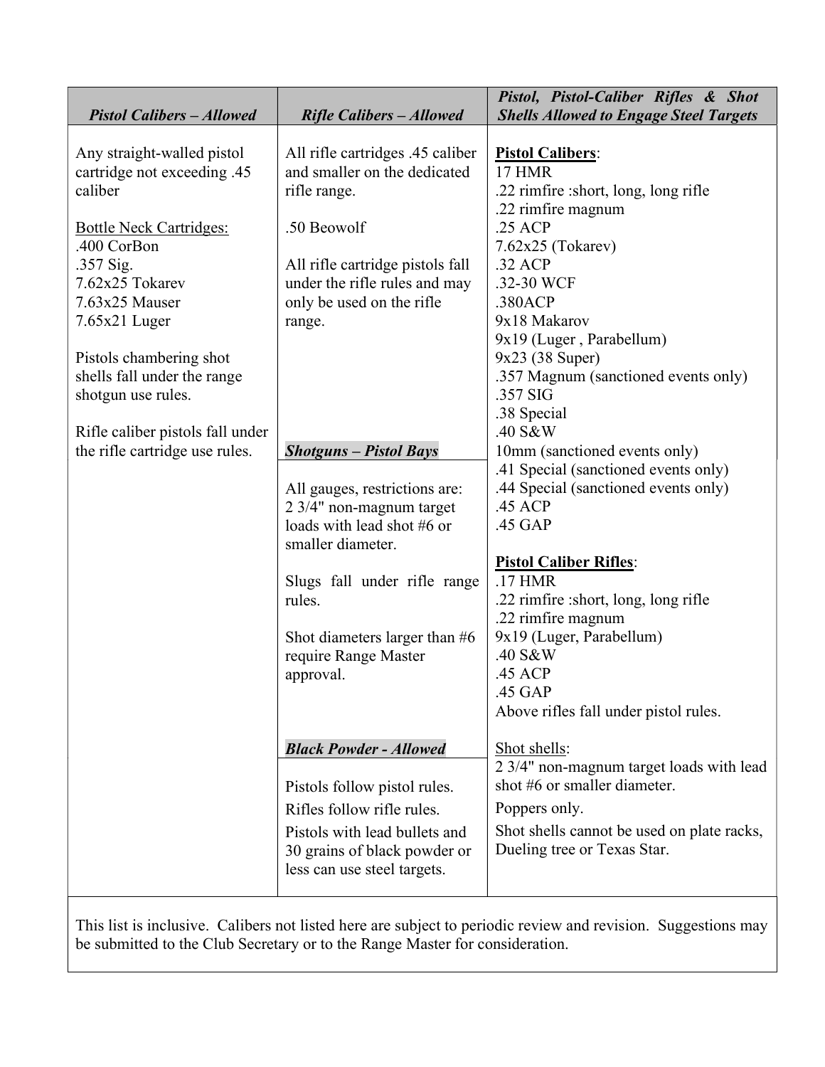| *Pistol Calibers – Allowed* | *Rifle Calibers – Allowed* | *Pistol, Pistol-Caliber Rifles & Shot Shells Allowed to Engage Steel Targets* |
|---|---|---|
| Any straight-walled pistol cartridge not exceeding .45 caliber<br><br><u>Bottle Neck Cartridges:</u><br>.400 CorBon<br>.357 Sig.<br>7.62x25 Tokarev<br>7.63x25 Mauser<br>7.65x21 Luger<br><br>Pistols chambering shot shells fall under the range shotgun use rules.<br><br>Rifle caliber pistols fall under the rifle cartridge use rules. | All rifle cartridges .45 caliber and smaller on the dedicated rifle range.<br><br>.50 Beowolf<br><br>All rifle cartridge pistols fall under the rifle rules and may only be used on the rifle range.<br><br>***Shotguns – Pistol Bays***<br><br>All gauges, restrictions are: 2 3/4" non-magnum target loads with lead shot #6 or smaller diameter.<br><br>Slugs fall under rifle range rules.<br><br>Shot diameters larger than #6 require Range Master approval.<br><br>***Black Powder - Allowed***<br><br>Pistols follow pistol rules.<br>Rifles follow rifle rules.<br>Pistols with lead bullets and 30 grains of black powder or less can use steel targets. | **<u>Pistol Calibers</u>**:<br>17 HMR<br>.22 rimfire :short, long, long rifle<br>.22 rimfire magnum<br>.25 ACP<br>7.62x25 (Tokarev)<br>.32 ACP<br>.32-30 WCF<br>.380ACP<br>9x18 Makarov<br>9x19 (Luger , Parabellum)<br>9x23 (38 Super)<br>.357 Magnum (sanctioned events only)<br>.357 SIG<br>.38 Special<br>.40 S&W<br>10mm (sanctioned events only)<br>.41 Special (sanctioned events only)<br>.44 Special (sanctioned events only)<br>.45 ACP<br>.45 GAP<br><br>**<u>Pistol Caliber Rifles</u>**:<br>.17 HMR<br>.22 rimfire :short, long, long rifle<br>.22 rimfire magnum<br>9x19 (Luger, Parabellum)<br>.40 S&W<br>.45 ACP<br>.45 GAP<br>Above rifles fall under pistol rules.<br><br><u>Shot shells</u>:<br>2 3/4" non-magnum target loads with lead shot #6 or smaller diameter.<br>Poppers only.<br>Shot shells cannot be used on plate racks, Dueling tree or Texas Star. |

This list is inclusive. Calibers not listed here are subject to periodic review and revision. Suggestions may be submitted to the Club Secretary or to the Range Master for consideration.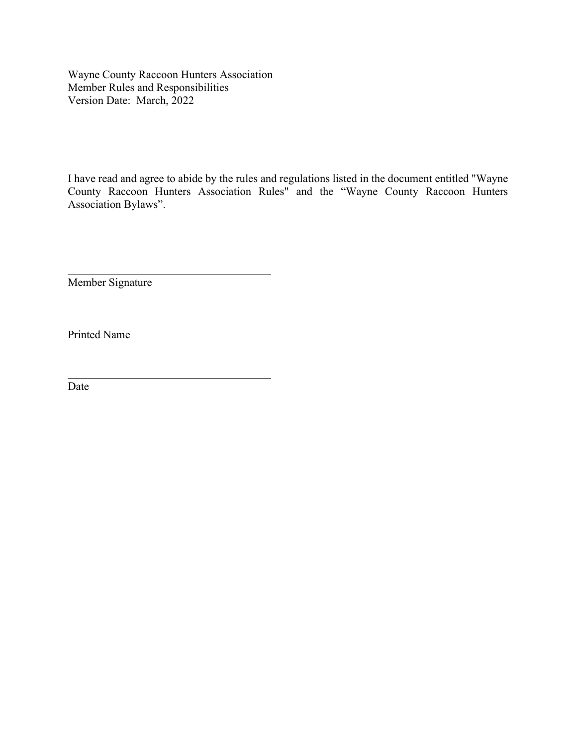Wayne County Raccoon Hunters Association
Member Rules and Responsibilities
Version Date: March, 2022

I have read and agree to abide by the rules and regulations listed in the document entitled "Wayne County Raccoon Hunters Association Rules" and the “Wayne County Raccoon Hunters Association Bylaws”.

\_\_\_\_\_\_\_\_\_\_\_\_\_\_\_\_\_\_\_\_\_\_\_\_\_\_\_\_\_\_\_\_\_\_\_\_\_\_
Member Signature

\_\_\_\_\_\_\_\_\_\_\_\_\_\_\_\_\_\_\_\_\_\_\_\_\_\_\_\_\_\_\_\_\_\_\_\_\_\_
Printed Name

\_\_\_\_\_\_\_\_\_\_\_\_\_\_\_\_\_\_\_\_\_\_\_\_\_\_\_\_\_\_\_\_\_\_\_\_\_\_
Date